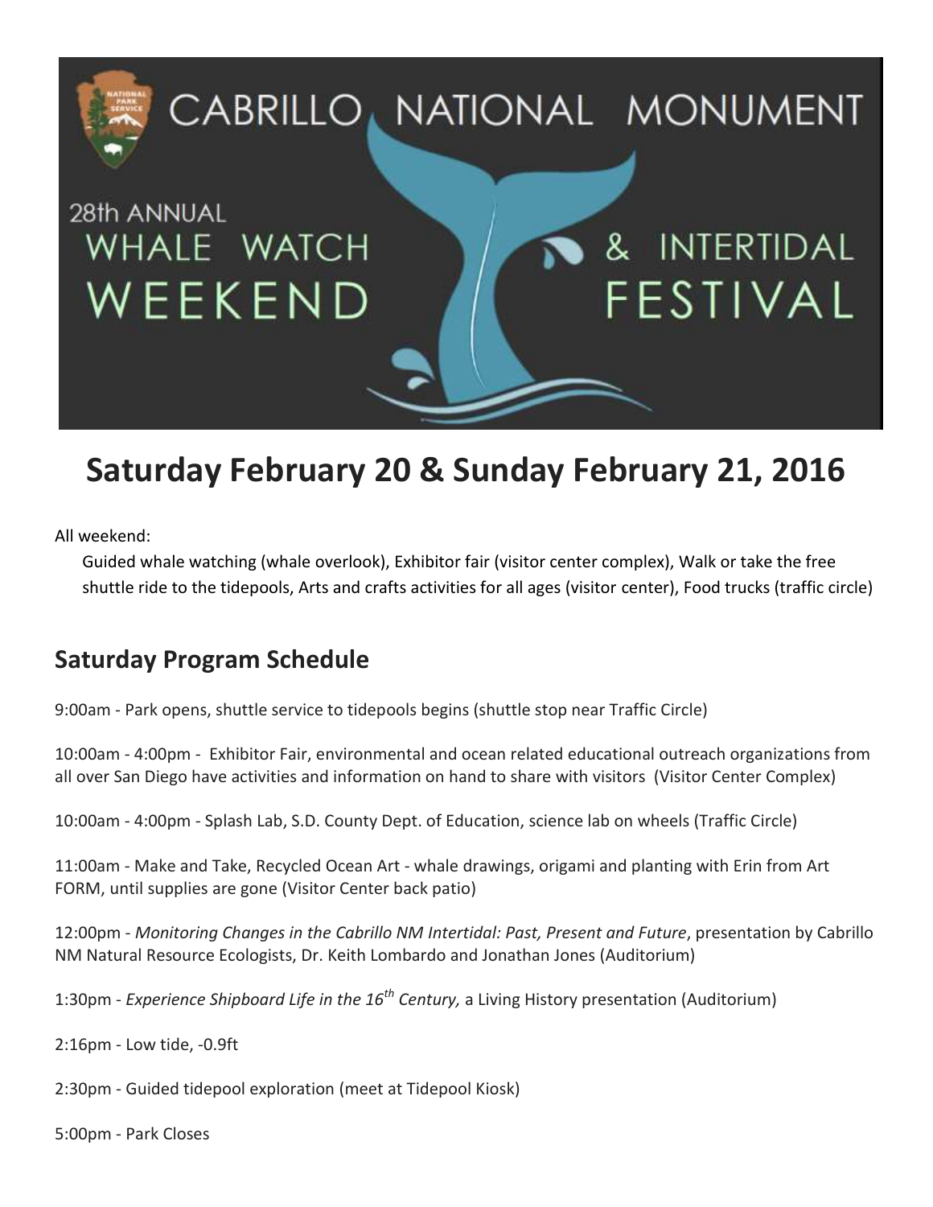# CABRILLO NATIONAL MONUMENT

28th ANNUAL

WHALE WATCH WEEKEND & INTERTIDAL FESTIVAL

## Saturday February 20 & Sunday February 21, 2016

All weekend:

Guided whale watching (whale overlook), Exhibitor fair (visitor center complex), Walk or take the free shuttle ride to the tidepools, Arts and crafts activities for all ages (visitor center), Food trucks (traffic circle)

## Saturday Program Schedule

9:00am - Park opens, shuttle service to tidepools begins (shuttle stop near Traffic Circle)

10:00am - 4:00pm - Exhibitor Fair, environmental and ocean related educational outreach organizations from all over San Diego have activities and information on hand to share with visitors (Visitor Center Complex)

10:00am - 4:00pm - Splash Lab, S.D. County Dept. of Education, science lab on wheels (Traffic Circle)

11:00am - Make and Take, Recycled Ocean Art - whale drawings, origami and planting with Erin from Art FORM, until supplies are gone (Visitor Center back patio)

12:00pm - *Monitoring Changes in the Cabrillo NM Intertidal: Past, Present and Future*, presentation by Cabrillo NM Natural Resource Ecologists, Dr. Keith Lombardo and Jonathan Jones (Auditorium)

1:30pm - *Experience Shipboard Life in the 16th Century,* a Living History presentation (Auditorium)

2:16pm - Low tide, -0.9ft

2:30pm - Guided tidepool exploration (meet at Tidepool Kiosk)

5:00pm - Park Closes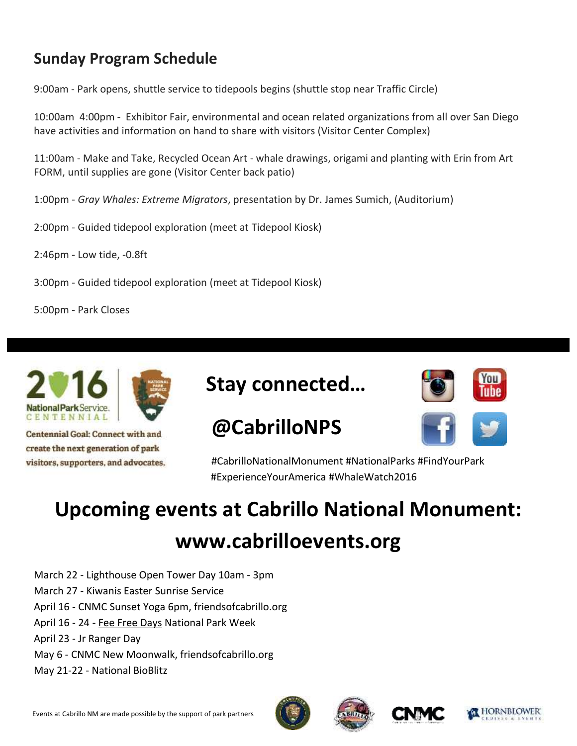## Sunday Program Schedule

9:00am - Park opens, shuttle service to tidepools begins (shuttle stop near Traffic Circle)

10:00am 4:00pm - Exhibitor Fair, environmental and ocean related organizations from all over San Diego have activities and information on hand to share with visitors (Visitor Center Complex)

11:00am - Make and Take, Recycled Ocean Art - whale drawings, origami and planting with Erin from Art FORM, until supplies are gone (Visitor Center back patio)

1:00pm - *Gray Whales: Extreme Migrators*, presentation by Dr. James Sumich, (Auditorium)

2:00pm - Guided tidepool exploration (meet at Tidepool Kiosk)

2:46pm - Low tide, -0.8ft

3:00pm - Guided tidepool exploration (meet at Tidepool Kiosk)

5:00pm - Park Closes

2016 National Park Service CENTENNIAL

Centennial Goal: Connect with and create the next generation of park visitors, supporters, and advocates.

## Stay connected…

## @CabrilloNPS

#CabrilloNationalMonument #NationalParks #FindYourPark #ExperienceYourAmerica #WhaleWatch2016

# Upcoming events at Cabrillo National Monument: www.cabrilloevents.org

March 22 - Lighthouse Open Tower Day 10am - 3pm
March 27 - Kiwanis Easter Sunrise Service
April 16 - CNMC Sunset Yoga 6pm, friendsofcabrillo.org
April 16 - 24 - Fee Free Days National Park Week
April 23 - Jr Ranger Day
May 6 - CNMC New Moonwalk, friendsofcabrillo.org
May 21-22 - National BioBlitz

Events at Cabrillo NM are made possible by the support of park partners